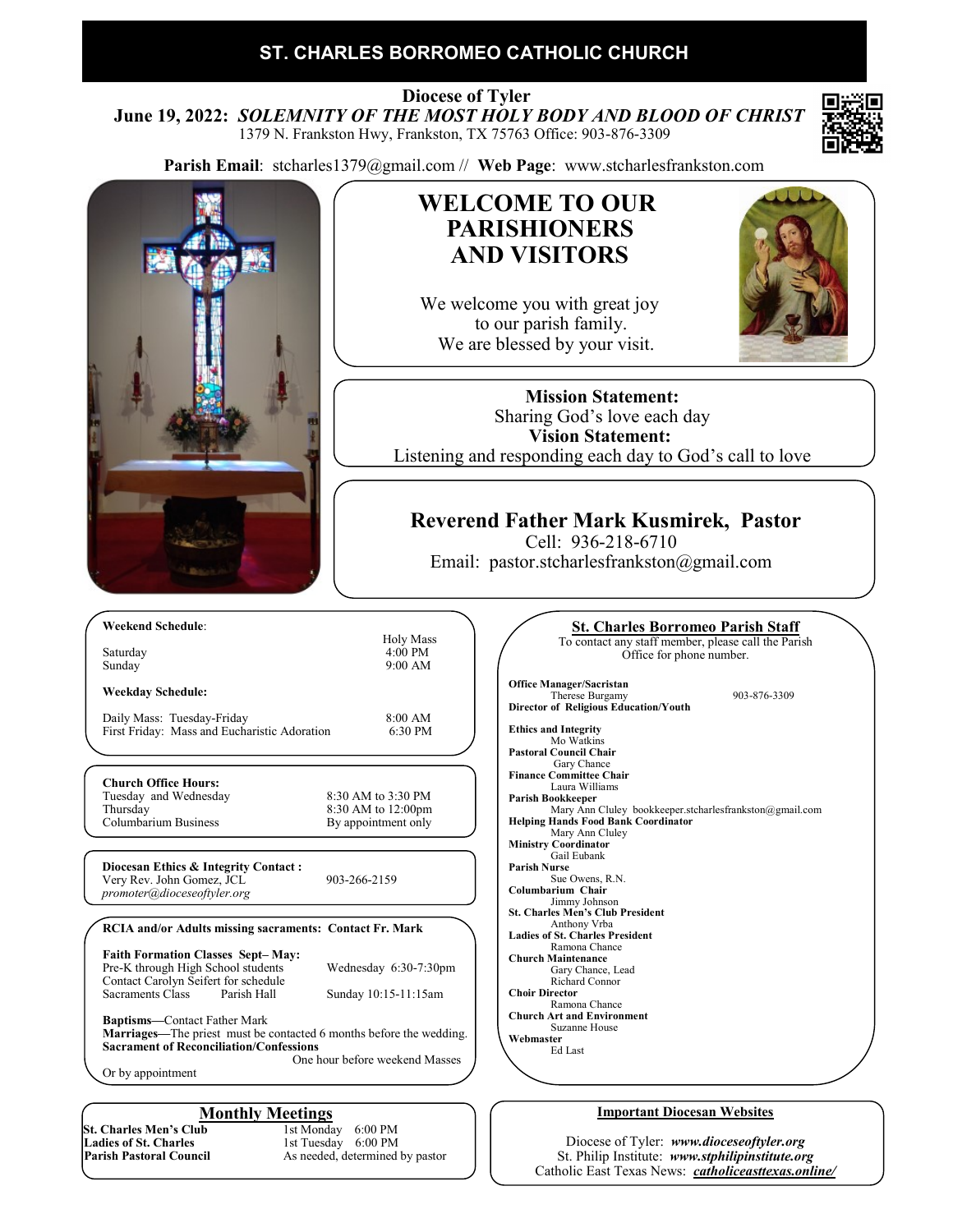# ST. CHARLES BORROMEO CATHOLIC CHURCH

**Diocese of Tyler**
**June 19, 2022:** ***SOLEMNITY OF THE MOST HOLY BODY AND BLOOD OF CHRIST***
1379 N. Frankston Hwy, Frankston, TX 75763 Office: 903-876-3309

**Parish Email**: stcharles1379@gmail.com // **Web Page**: www.stcharlesfrankston.com

## WELCOME TO OUR PARISHIONERS AND VISITORS

We welcome you with great joy
to our parish family.
We are blessed by your visit.

**Mission Statement:**
Sharing God's love each day
**Vision Statement:**
Listening and responding each day to God's call to love

## Reverend Father Mark Kusmirek, Pastor

Cell: 936-218-6710
Email: pastor.stcharlesfrankston@gmail.com

**Weekend Schedule**:

| | Holy Mass |
|---|---|
| Saturday | 4:00 PM |
| Sunday | 9:00 AM |

**Weekday Schedule:**

| | |
|---|---|
| Daily Mass: Tuesday-Friday | 8:00 AM |
| First Friday: Mass and Eucharistic Adoration | 6:30 PM |

**Church Office Hours:**

| | |
|---|---|
| Tuesday and Wednesday | 8:30 AM to 3:30 PM |
| Thursday | 8:30 AM to 12:00pm |
| Columbarium Business | By appointment only |

**Diocesan Ethics & Integrity Contact :**
Very Rev. John Gomez, JCL — 903-266-2159
*promoter@dioceseoftyler.org*

**RCIA and/or Adults missing sacraments: Contact Fr. Mark**

**Faith Formation Classes Sept– May:**
Pre-K through High School students — Wednesday 6:30-7:30pm
Contact Carolyn Seifert for schedule
Sacraments Class — Parish Hall — Sunday 10:15-11:15am

**Baptisms**—Contact Father Mark
**Marriages**—The priest must be contacted 6 months before the wedding.
**Sacrament of Reconciliation/Confessions**
One hour before weekend Masses
Or by appointment

### St. Charles Borromeo Parish Staff

To contact any staff member, please call the Parish Office for phone number.

**Office Manager/Sacristan**
Therese Burgamy — 903-876-3309
**Director of Religious Education/Youth**

**Ethics and Integrity**
Mo Watkins
**Pastoral Council Chair**
Gary Chance
**Finance Committee Chair**
Laura Williams
**Parish Bookkeeper**
Mary Ann Cluley bookkeeper.stcharlesfrankston@gmail.com
**Helping Hands Food Bank Coordinator**
Mary Ann Cluley
**Ministry Coordinator**
Gail Eubank
**Parish Nurse**
Sue Owens, R.N.
**Columbarium Chair**
Jimmy Johnson
**St. Charles Men's Club President**
Anthony Vrba
**Ladies of St. Charles President**
Ramona Chance
**Church Maintenance**
Gary Chance, Lead
Richard Connor
**Choir Director**
Ramona Chance
**Church Art and Environment**
Suzanne House
**Webmaster**
Ed Last

### Monthly Meetings

| | |
|---|---|
| **St. Charles Men's Club** | 1st Monday 6:00 PM |
| **Ladies of St. Charles** | 1st Tuesday 6:00 PM |
| **Parish Pastoral Council** | As needed, determined by pastor |

### Important Diocesan Websites

Diocese of Tyler: ***www.dioceseoftyler.org***
St. Philip Institute: ***www.stphilipinstitute.org***
Catholic East Texas News: ***catholiceasttexas.online/***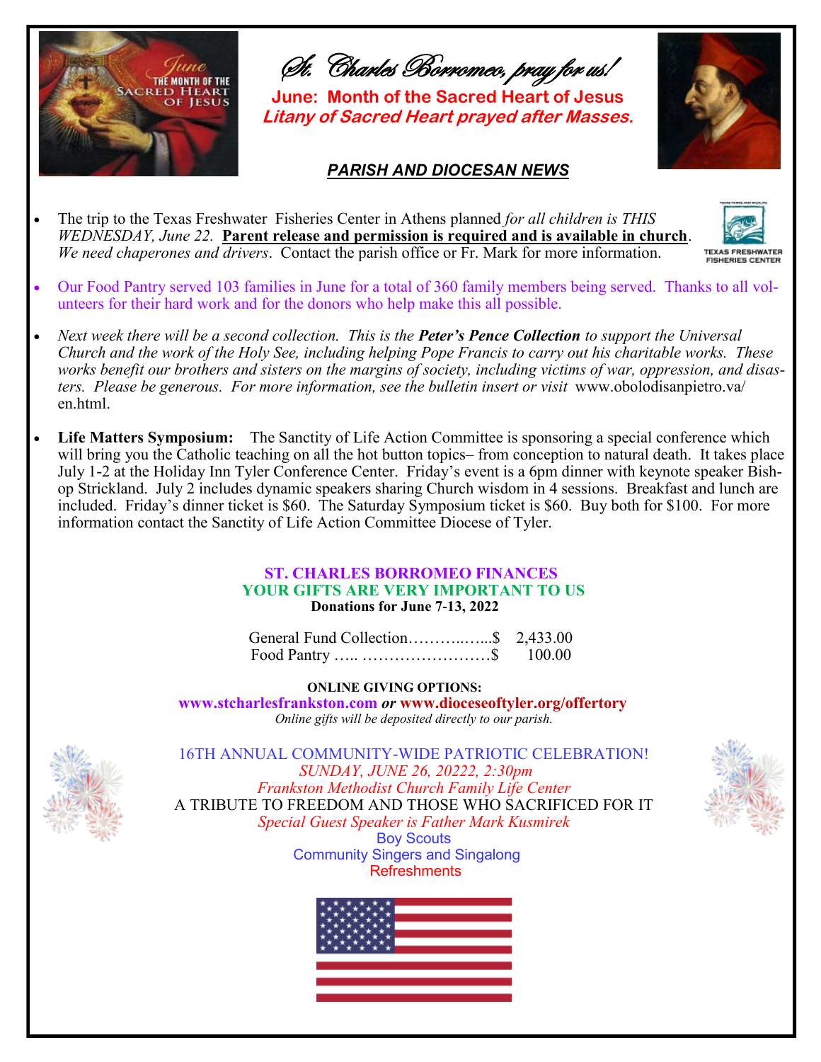*St. Charles Borromeo, pray for us!*

**June: Month of the Sacred Heart of Jesus**

***Litany of Sacred Heart prayed after Masses.***

## ***PARISH AND DIOCESAN NEWS***

- The trip to the Texas Freshwater Fisheries Center in Athens planned *for all children is THIS WEDNESDAY, June 22.* **Parent release and permission is required and is available in church**. *We need chaperones and drivers*. Contact the parish office or Fr. Mark for more information.
- Our Food Pantry served 103 families in June for a total of 360 family members being served. Thanks to all volunteers for their hard work and for the donors who help make this all possible.
- *Next week there will be a second collection. This is the **Peter's Pence Collection** to support the Universal Church and the work of the Holy See, including helping Pope Francis to carry out his charitable works. These works benefit our brothers and sisters on the margins of society, including victims of war, oppression, and disasters. Please be generous. For more information, see the bulletin insert or visit* www.obolodisanpietro.va/en.html.
- **Life Matters Symposium:** The Sanctity of Life Action Committee is sponsoring a special conference which will bring you the Catholic teaching on all the hot button topics– from conception to natural death. It takes place July 1-2 at the Holiday Inn Tyler Conference Center. Friday's event is a 6pm dinner with keynote speaker Bishop Strickland. July 2 includes dynamic speakers sharing Church wisdom in 4 sessions. Breakfast and lunch are included. Friday's dinner ticket is $60. The Saturday Symposium ticket is $60. Buy both for $100. For more information contact the Sanctity of Life Action Committee Diocese of Tyler.

**ST. CHARLES BORROMEO FINANCES**
**YOUR GIFTS ARE VERY IMPORTANT TO US**
**Donations for June 7-13, 2022**

General Fund Collection……….…...$ 2,433.00
Food Pantry ….. ……………………$ 100.00

**ONLINE GIVING OPTIONS:**
**www.stcharlesfrankston.com** ***or*** **www.dioceseoftyler.org/offertory**
*Online gifts will be deposited directly to our parish.*

16TH ANNUAL COMMUNITY-WIDE PATRIOTIC CELEBRATION!
*SUNDAY, JUNE 26, 20222, 2:30pm*
*Frankston Methodist Church Family Life Center*
A TRIBUTE TO FREEDOM AND THOSE WHO SACRIFICED FOR IT
*Special Guest Speaker is Father Mark Kusmirek*
Boy Scouts
Community Singers and Singalong
Refreshments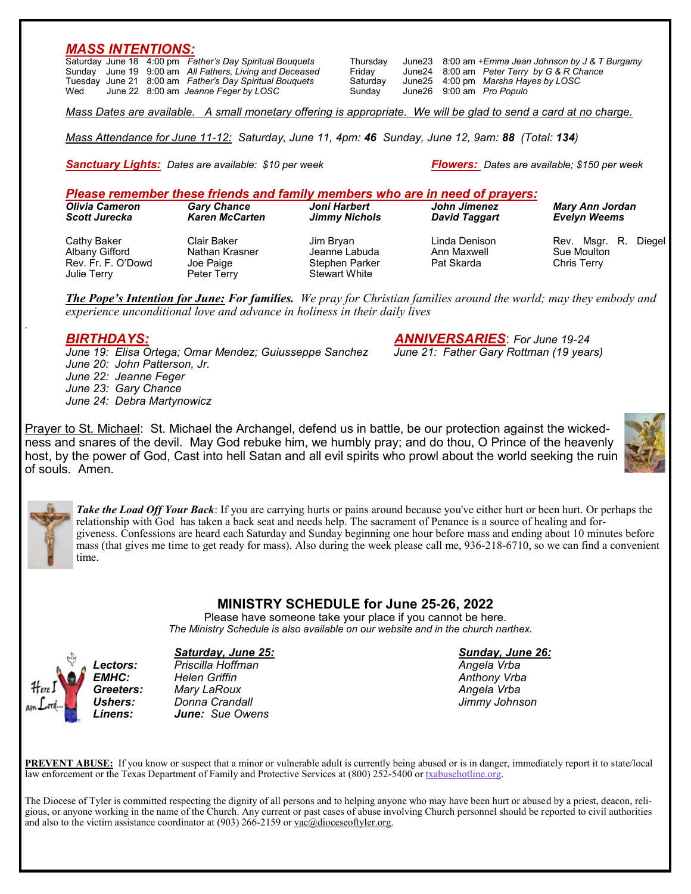## *MASS INTENTIONS:*

| | | | |
|---|---|---|---|
| Saturday | June 18 | 4:00 pm | *Father's Day Spiritual Bouquets* |
| Sunday | June 19 | 9:00 am | *All Fathers, Living and Deceased* |
| Tuesday | June 21 | 8:00 am | *Father's Day Spiritual Bouquets* |
| Wed | June 22 | 8:00 am | *Jeanne Feger by LOSC* |
| Thursday | June23 | 8:00 am | *+Emma Jean Johnson by J & T Burgamy* |
| Friday | June24 | 8:00 am | *Peter Terry by G & R Chance* |
| Saturday | June25 | 4:00 pm | *Marsha Hayes by LOSC* |
| Sunday | June26 | 9:00 am | *Pro Populo* |

*Mass Dates are available. A small monetary offering is appropriate. We will be glad to send a card at no charge.*

*Mass Attendance for June 11-12: Saturday, June 11, 4pm: **46** Sunday, June 12, 9am: **88** (Total: **134**)*

***Sanctuary Lights:*** *Dates are available: $10 per week*

***Flowers:*** *Dates are available; $150 per week*

### *Please remember these friends and family members who are in need of prayers:*

***Olivia Cameron***, ***Gary Chance***, ***Joni Harbert***, ***John Jimenez***, ***Mary Ann Jordan***, ***Scott Jurecka***, ***Karen McCarten***, ***Jimmy Nichols***, ***David Taggart***, ***Evelyn Weems***

Cathy Baker, Clair Baker, Jim Bryan, Linda Denison, Rev. Msgr. R. Diegel, Albany Gifford, Nathan Krasner, Jeanne Labuda, Ann Maxwell, Sue Moulton, Rev. Fr. F. O'Dowd, Joe Paige, Stephen Parker, Pat Skarda, Chris Terry, Julie Terry, Peter Terry, Stewart White

***The Pope's Intention for June:* For families.** *We pray for Christian families around the world; may they embody and experience unconditional love and advance in holiness in their daily lives*

### *BIRTHDAYS:*

*June 19: Elisa Ortega; Omar Mendez; Guiusseppe Sanchez*
*June 20: John Patterson, Jr.*
*June 22: Jeanne Feger*
*June 23: Gary Chance*
*June 24: Debra Martynowicz*

### *ANNIVERSARIES: For June 19-24*

*June 21: Father Gary Rottman (19 years)*

Prayer to St. Michael: St. Michael the Archangel, defend us in battle, be our protection against the wickedness and snares of the devil. May God rebuke him, we humbly pray; and do thou, O Prince of the heavenly host, by the power of God, Cast into hell Satan and all evil spirits who prowl about the world seeking the ruin of souls. Amen.

***Take the Load Off Your Back***: If you are carrying hurts or pains around because you've either hurt or been hurt. Or perhaps the relationship with God has taken a back seat and needs help. The sacrament of Penance is a source of healing and forgiveness. Confessions are heard each Saturday and Sunday beginning one hour before mass and ending about 10 minutes before mass (that gives me time to get ready for mass). Also during the week please call me, 936-218-6710, so we can find a convenient time.

## MINISTRY SCHEDULE for June 25-26, 2022

Please have someone take your place if you cannot be here.
*The Ministry Schedule is also available on our website and in the church narthex.*

| | *Saturday, June 25:* | *Sunday, June 26:* |
|---|---|---|
| ***Lectors:*** | *Priscilla Hoffman* | *Angela Vrba* |
| ***EMHC:*** | *Helen Griffin* | *Anthony Vrba* |
| ***Greeters:*** | *Mary LaRoux* | *Angela Vrba* |
| ***Ushers:*** | *Donna Crandall* | *Jimmy Johnson* |
| ***Linens:*** | ***June:*** *Sue Owens* | |

**PREVENT ABUSE:** If you know or suspect that a minor or vulnerable adult is currently being abused or is in danger, immediately report it to state/local law enforcement or the Texas Department of Family and Protective Services at (800) 252-5400 or txabusehotline.org.

The Diocese of Tyler is committed respecting the dignity of all persons and to helping anyone who may have been hurt or abused by a priest, deacon, religious, or anyone working in the name of the Church. Any current or past cases of abuse involving Church personnel should be reported to civil authorities and also to the victim assistance coordinator at (903) 266-2159 or vac@dioceseoftyler.org.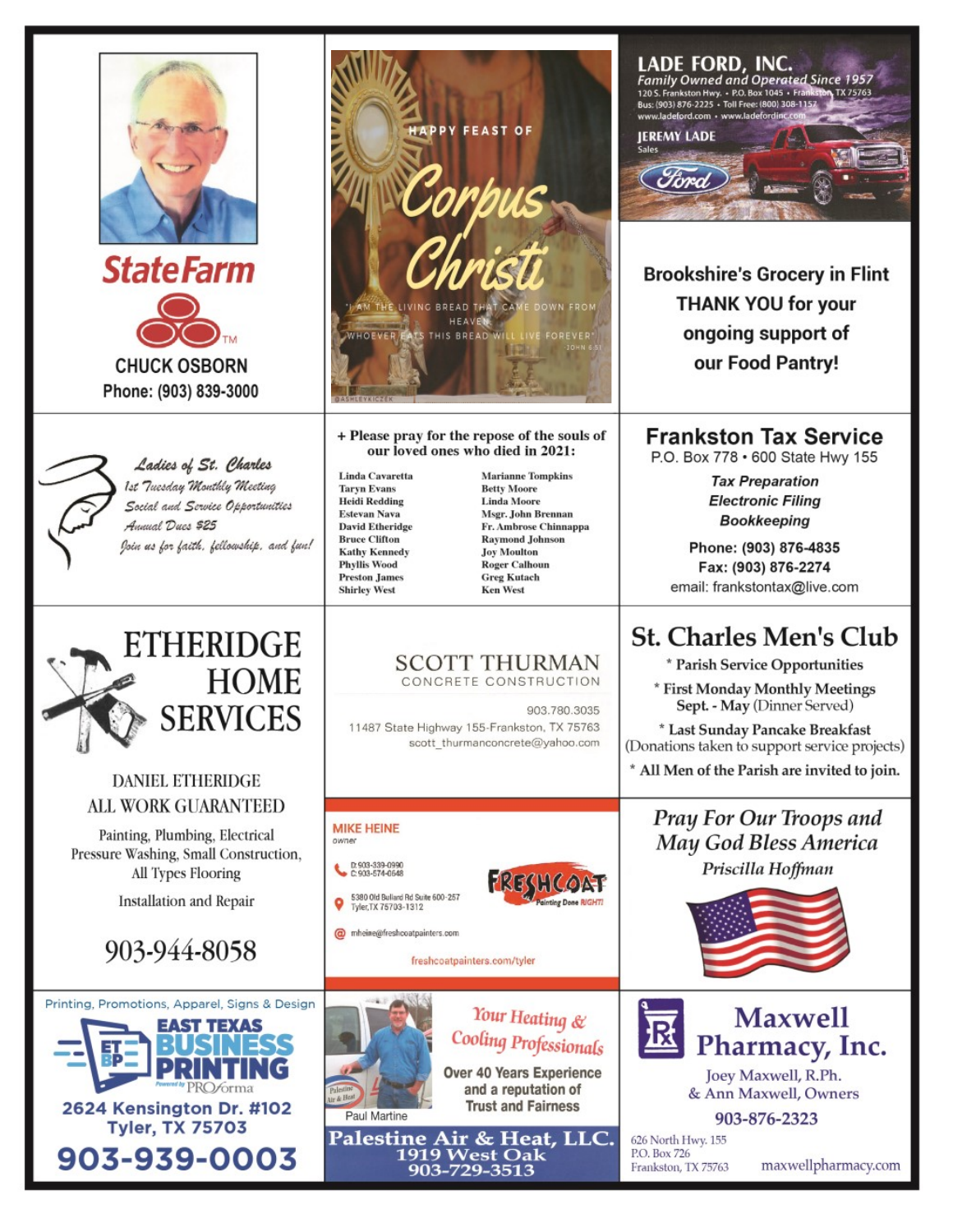**State Farm**

CHUCK OSBORN
Phone: (903) 839-3000

HAPPY FEAST OF

**Corpus Christi**

"I AM THE LIVING BREAD THAT CAME DOWN FROM HEAVEN; WHOEVER EATS THIS BREAD WILL LIVE FOREVER" - JOHN 6:51

@ASHLEYKICZEK

**LADE FORD, INC.**
*Family Owned and Operated Since 1957*
120 S. Frankston Hwy. • P.O. Box 1045 • Frankston, TX 75763
Bus: (903) 876-2225 • Toll Free: (800) 308-1157
www.ladeford.com • www.ladefordinc.com

JEREMY LADE
Sales

Ford

**Brookshire's Grocery in Flint THANK YOU for your ongoing support of our Food Pantry!**

*Ladies of St. Charles*
*1st Tuesday Monthly Meeting*
*Social and Service Opportunities*
*Annual Dues $25*
*Join us for faith, fellowship, and fun!*

**+ Please pray for the repose of the souls of our loved ones who died in 2021:**

| | |
|---|---|
| Linda Cavaretta | Marianne Tompkins |
| Taryn Evans | Betty Moore |
| Heidi Redding | Linda Moore |
| Estevan Nava | Msgr. John Brennan |
| David Etheridge | Fr. Ambrose Chinnappa |
| Bruce Clifton | Raymond Johnson |
| Kathy Kennedy | Joy Moulton |
| Phyllis Wood | Roger Calhoun |
| Preston James | Greg Kutach |
| Shirley West | Ken West |

**Frankston Tax Service**
P.O. Box 778 • 600 State Hwy 155

*Tax Preparation*
*Electronic Filing*
*Bookkeeping*

Phone: (903) 876-4835
Fax: (903) 876-2274
email: frankstontax@live.com

**ETHERIDGE HOME SERVICES**

DANIEL ETHERIDGE
ALL WORK GUARANTEED

Painting, Plumbing, Electrical
Pressure Washing, Small Construction,
All Types Flooring

Installation and Repair

903-944-8058

**SCOTT THURMAN**
CONCRETE CONSTRUCTION

903.780.3035
11487 State Highway 155-Frankston, TX 75763
scott_thurmanconcrete@yahoo.com

**St. Charles Men's Club**

- Parish Service Opportunities
- First Monday Monthly Meetings Sept. - May (Dinner Served)
- Last Sunday Pancake Breakfast (Donations taken to support service projects)
- All Men of the Parish are invited to join.

**MIKE HEINE**
owner

O: 903-339-0990
C: 903-574-0648

5380 Old Bullard Rd Suite 600-257
Tyler, TX 75703-1312

mheine@freshcoatpainters.com

FRESHCOAT
Painting Done RIGHT!

freshcoatpainters.com/tyler

*Pray For Our Troops and May God Bless America*
*Priscilla Hoffman*

Printing, Promotions, Apparel, Signs & Design

**EAST TEXAS BUSINESS PRINTING**
Powered by PROforma

2624 Kensington Dr. #102
Tyler, TX 75703

**903-939-0003**

*Your Heating & Cooling Professionals*

Over 40 Years Experience and a reputation of Trust and Fairness

Paul Martine

**Palestine Air & Heat, LLC.**
1919 West Oak
903-729-3513

**Maxwell Pharmacy, Inc.**

Joey Maxwell, R.Ph.
& Ann Maxwell, Owners

903-876-2323

626 North Hwy. 155
P.O. Box 726
Frankston, TX 75763

maxwellpharmacy.com